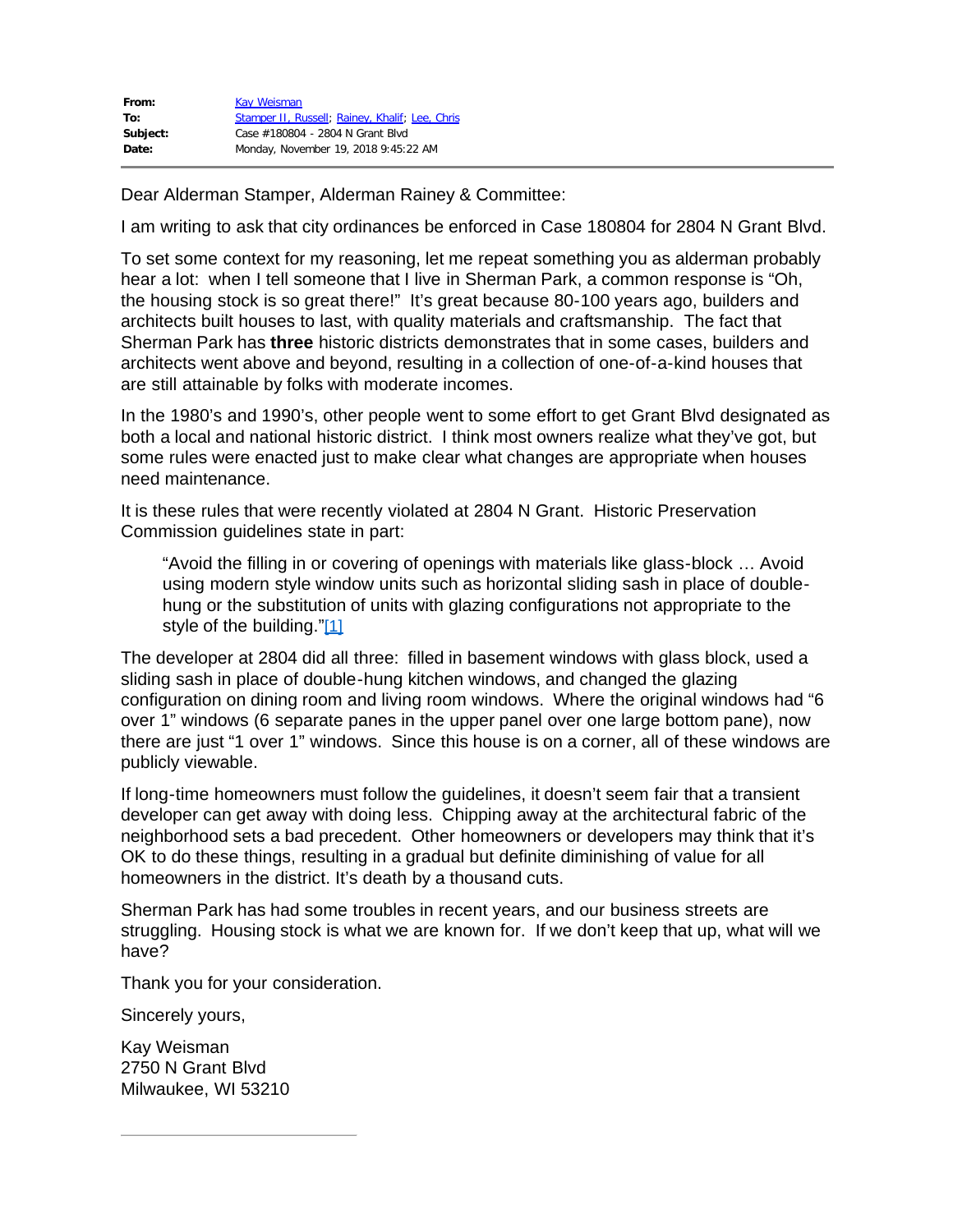| | |
|---|---|
| **From:** | Kay Weisman |
| **To:** | Stamper II, Russell; Rainey, Khalif; Lee, Chris |
| **Subject:** | Case #180804 - 2804 N Grant Blvd |
| **Date:** | Monday, November 19, 2018 9:45:22 AM |

Dear Alderman Stamper, Alderman Rainey & Committee:

I am writing to ask that city ordinances be enforced in Case 180804 for 2804 N Grant Blvd.

To set some context for my reasoning, let me repeat something you as alderman probably hear a lot: when I tell someone that I live in Sherman Park, a common response is "Oh, the housing stock is so great there!" It's great because 80-100 years ago, builders and architects built houses to last, with quality materials and craftsmanship. The fact that Sherman Park has **three** historic districts demonstrates that in some cases, builders and architects went above and beyond, resulting in a collection of one-of-a-kind houses that are still attainable by folks with moderate incomes.

In the 1980's and 1990's, other people went to some effort to get Grant Blvd designated as both a local and national historic district. I think most owners realize what they've got, but some rules were enacted just to make clear what changes are appropriate when houses need maintenance.

It is these rules that were recently violated at 2804 N Grant. Historic Preservation Commission guidelines state in part:

> "Avoid the filling in or covering of openings with materials like glass-block … Avoid using modern style window units such as horizontal sliding sash in place of double-hung or the substitution of units with glazing configurations not appropriate to the style of the building."[1]

The developer at 2804 did all three: filled in basement windows with glass block, used a sliding sash in place of double-hung kitchen windows, and changed the glazing configuration on dining room and living room windows. Where the original windows had "6 over 1" windows (6 separate panes in the upper panel over one large bottom pane), now there are just "1 over 1" windows. Since this house is on a corner, all of these windows are publicly viewable.

If long-time homeowners must follow the guidelines, it doesn't seem fair that a transient developer can get away with doing less. Chipping away at the architectural fabric of the neighborhood sets a bad precedent. Other homeowners or developers may think that it's OK to do these things, resulting in a gradual but definite diminishing of value for all homeowners in the district. It's death by a thousand cuts.

Sherman Park has had some troubles in recent years, and our business streets are struggling. Housing stock is what we are known for. If we don't keep that up, what will we have?

Thank you for your consideration.

Sincerely yours,

Kay Weisman
2750 N Grant Blvd
Milwaukee, WI 53210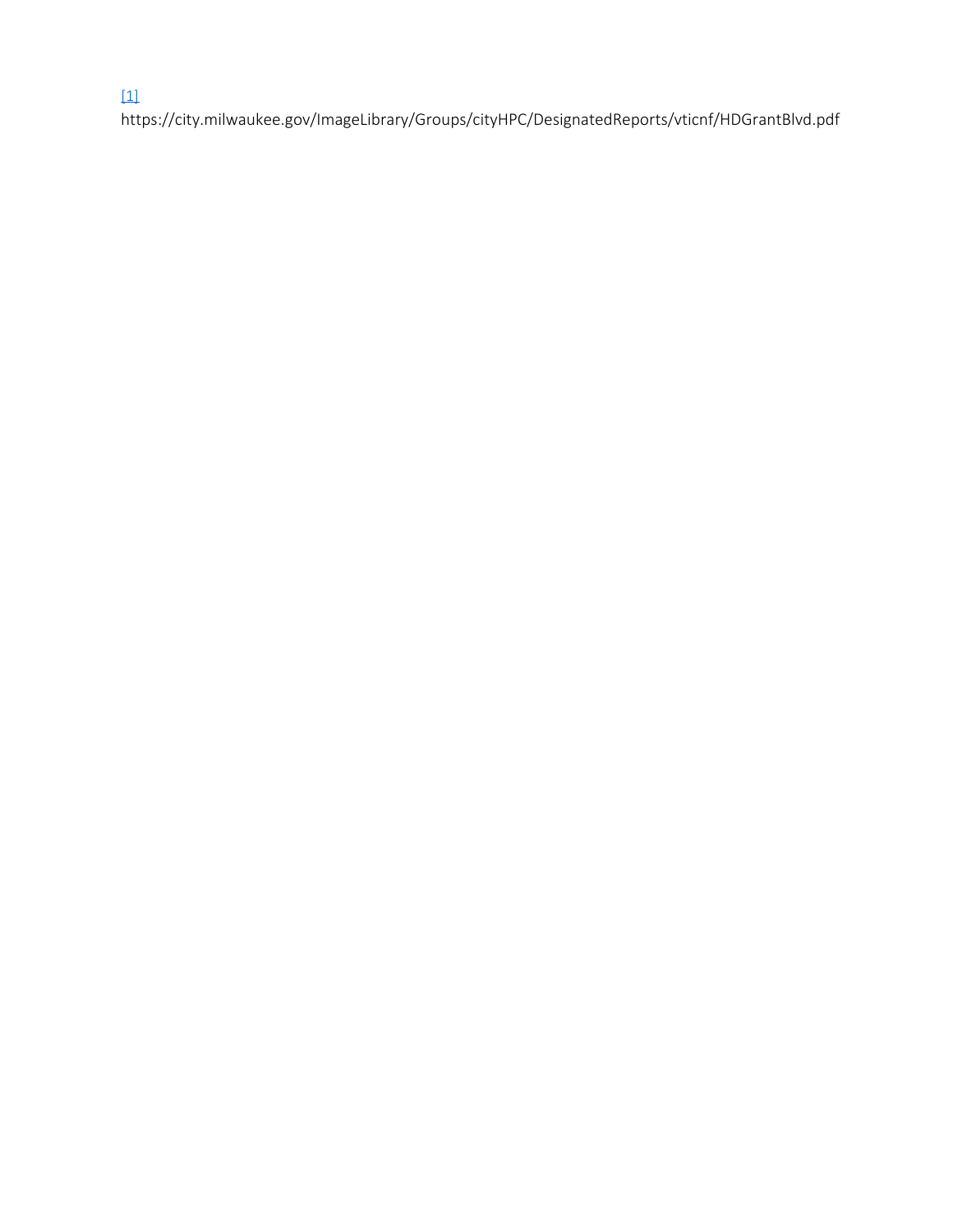[1] https://city.milwaukee.gov/ImageLibrary/Groups/cityHPC/DesignatedReports/vticnf/HDGrantBlvd.pdf